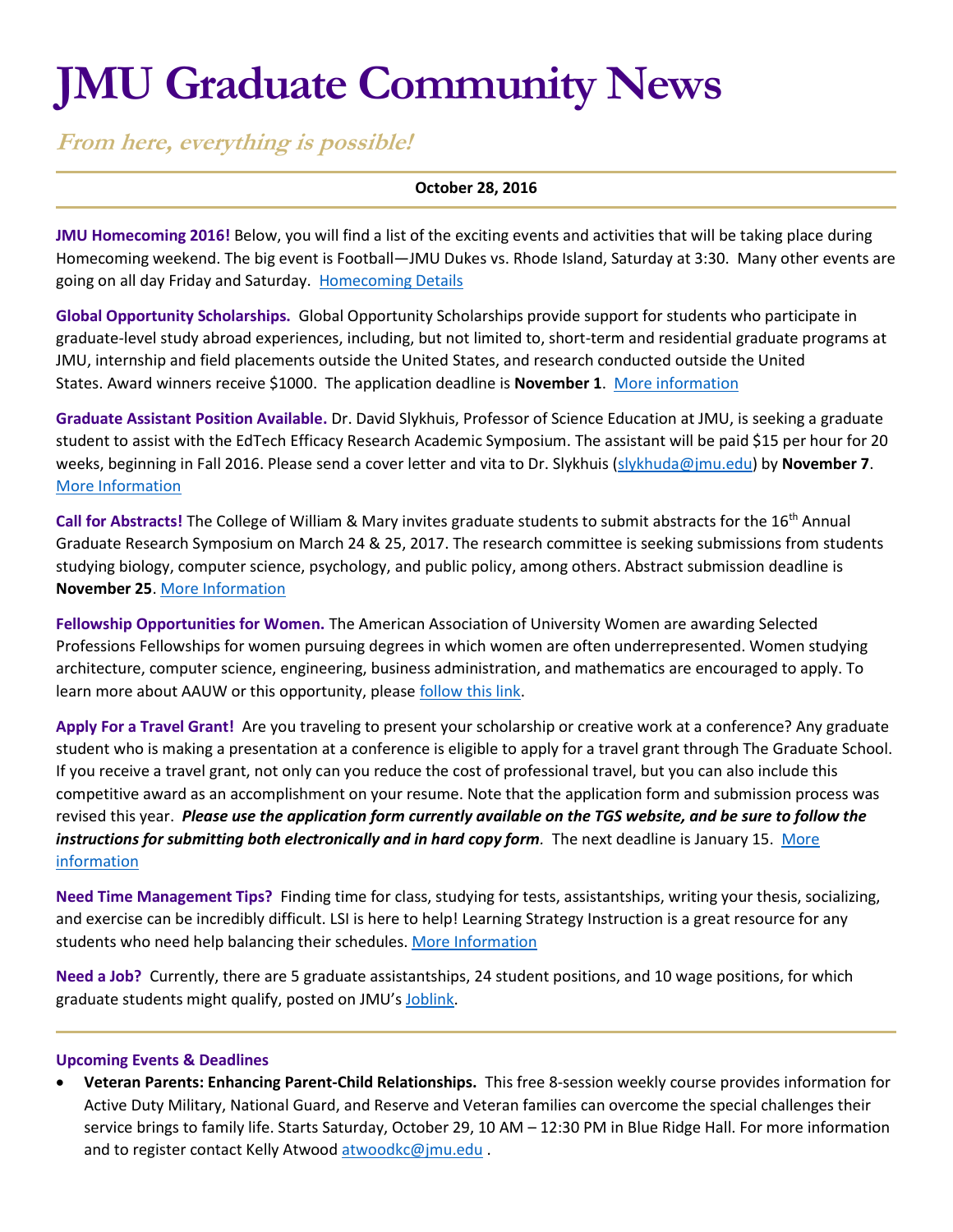// JMU Graduate Community News

*From here, everything is possible!*

**October 28, 2016**

**JMU Homecoming 2016!** Below, you will find a list of the exciting events and activities that will be taking place during Homecoming weekend. The big event is Football—JMU Dukes vs. Rhode Island, Saturday at 3:30. Many other events are going on all day Friday and Saturday. [Homecoming Details]

**Global Opportunity Scholarships.** Global Opportunity Scholarships provide support for students who participate in graduate-level study abroad experiences, including, but not limited to, short-term and residential graduate programs at JMU, internship and field placements outside the United States, and research conducted outside the United States. Award winners receive $1000. The application deadline is **November 1**. [More information]

**Graduate Assistant Position Available.** Dr. David Slykhuis, Professor of Science Education at JMU, is seeking a graduate student to assist with the EdTech Efficacy Research Academic Symposium. The assistant will be paid $15 per hour for 20 weeks, beginning in Fall 2016. Please send a cover letter and vita to Dr. Slykhuis (slykhuda@jmu.edu) by **November 7**. [More Information]

**Call for Abstracts!** The College of William & Mary invites graduate students to submit abstracts for the 16th Annual Graduate Research Symposium on March 24 & 25, 2017. The research committee is seeking submissions from students studying biology, computer science, psychology, and public policy, among others. Abstract submission deadline is **November 25**. [More Information]

**Fellowship Opportunities for Women.** The American Association of University Women are awarding Selected Professions Fellowships for women pursuing degrees in which women are often underrepresented. Women studying architecture, computer science, engineering, business administration, and mathematics are encouraged to apply. To learn more about AAUW or this opportunity, please [follow this link].

**Apply For a Travel Grant!** Are you traveling to present your scholarship or creative work at a conference? Any graduate student who is making a presentation at a conference is eligible to apply for a travel grant through The Graduate School. If you receive a travel grant, not only can you reduce the cost of professional travel, but you can also include this competitive award as an accomplishment on your resume. Note that the application form and submission process was revised this year. ***Please use the application form currently available on the TGS website, and be sure to follow the instructions for submitting both electronically and in hard copy form**.* The next deadline is January 15. [More information]

**Need Time Management Tips?** Finding time for class, studying for tests, assistantships, writing your thesis, socializing, and exercise can be incredibly difficult. LSI is here to help! Learning Strategy Instruction is a great resource for any students who need help balancing their schedules. [More Information]

**Need a Job?** Currently, there are 5 graduate assistantships, 24 student positions, and 10 wage positions, for which graduate students might qualify, posted on JMU's [Joblink].

---

**Upcoming Events & Deadlines**

- **Veteran Parents: Enhancing Parent-Child Relationships.** This free 8-session weekly course provides information for Active Duty Military, National Guard, and Reserve and Veteran families can overcome the special challenges their service brings to family life. Starts Saturday, October 29, 10 AM – 12:30 PM in Blue Ridge Hall. For more information and to register contact Kelly Atwood atwoodkc@jmu.edu .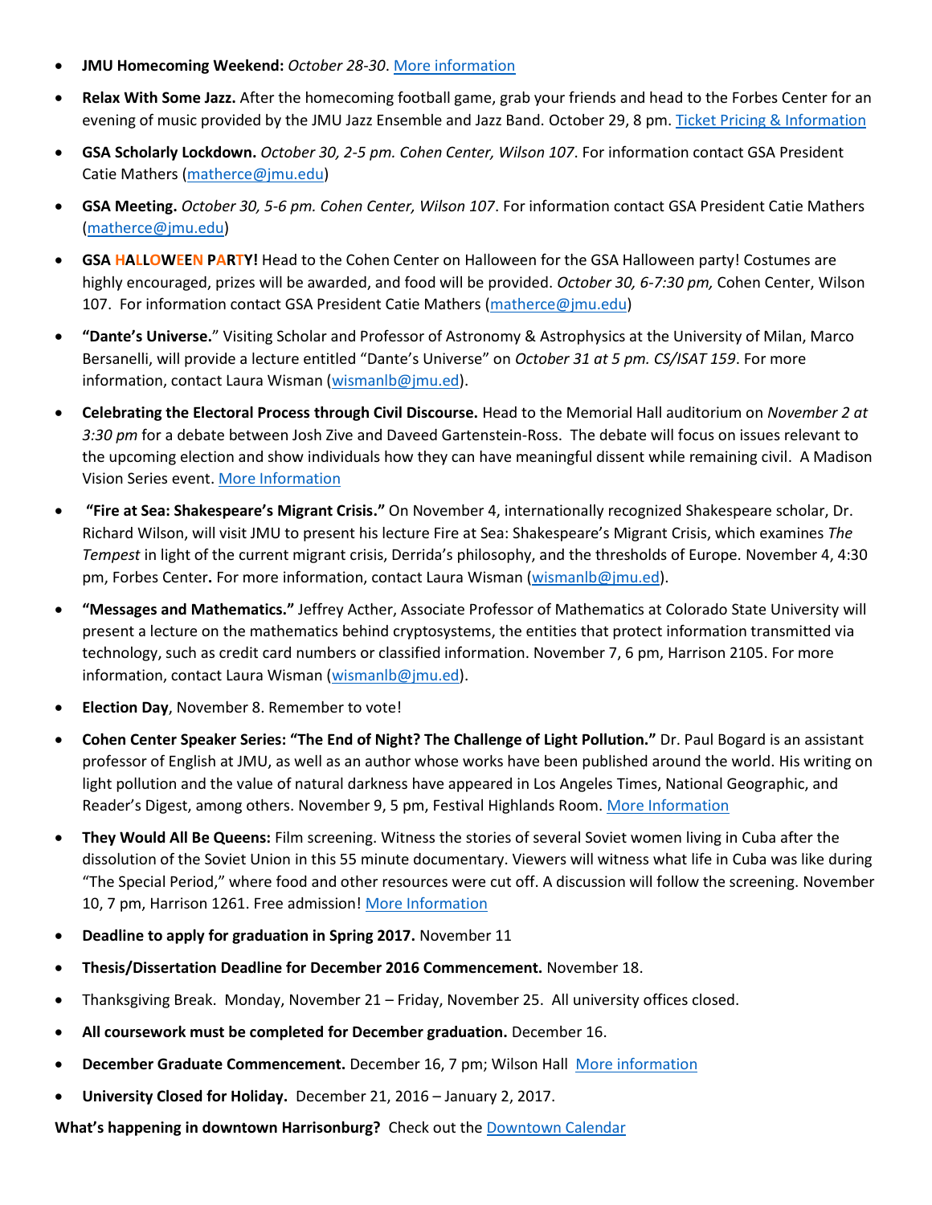- **JMU Homecoming Weekend:** *October 28-30*. More information
- **Relax With Some Jazz.** After the homecoming football game, grab your friends and head to the Forbes Center for an evening of music provided by the JMU Jazz Ensemble and Jazz Band. October 29, 8 pm. Ticket Pricing & Information
- **GSA Scholarly Lockdown.** *October 30, 2-5 pm. Cohen Center, Wilson 107*. For information contact GSA President Catie Mathers (matherce@jmu.edu)
- **GSA Meeting.** *October 30, 5-6 pm. Cohen Center, Wilson 107*. For information contact GSA President Catie Mathers (matherce@jmu.edu)
- **GSA HALLOWEEN PARTY!** Head to the Cohen Center on Halloween for the GSA Halloween party! Costumes are highly encouraged, prizes will be awarded, and food will be provided. *October 30, 6-7:30 pm,* Cohen Center, Wilson 107. For information contact GSA President Catie Mathers (matherce@jmu.edu)
- **"Dante's Universe.**" Visiting Scholar and Professor of Astronomy & Astrophysics at the University of Milan, Marco Bersanelli, will provide a lecture entitled "Dante's Universe" on *October 31 at 5 pm. CS/ISAT 159*. For more information, contact Laura Wisman (wismanlb@jmu.ed).
- **Celebrating the Electoral Process through Civil Discourse.** Head to the Memorial Hall auditorium on *November 2 at 3:30 pm* for a debate between Josh Zive and Daveed Gartenstein-Ross. The debate will focus on issues relevant to the upcoming election and show individuals how they can have meaningful dissent while remaining civil. A Madison Vision Series event. More Information
- **"Fire at Sea: Shakespeare's Migrant Crisis."** On November 4, internationally recognized Shakespeare scholar, Dr. Richard Wilson, will visit JMU to present his lecture Fire at Sea: Shakespeare's Migrant Crisis, which examines *The Tempest* in light of the current migrant crisis, Derrida's philosophy, and the thresholds of Europe. November 4, 4:30 pm, Forbes Center**.** For more information, contact Laura Wisman (wismanlb@jmu.ed).
- **"Messages and Mathematics."** Jeffrey Acther, Associate Professor of Mathematics at Colorado State University will present a lecture on the mathematics behind cryptosystems, the entities that protect information transmitted via technology, such as credit card numbers or classified information. November 7, 6 pm, Harrison 2105. For more information, contact Laura Wisman (wismanlb@jmu.ed).
- **Election Day**, November 8. Remember to vote!
- **Cohen Center Speaker Series: "The End of Night? The Challenge of Light Pollution."** Dr. Paul Bogard is an assistant professor of English at JMU, as well as an author whose works have been published around the world. His writing on light pollution and the value of natural darkness have appeared in Los Angeles Times, National Geographic, and Reader's Digest, among others. November 9, 5 pm, Festival Highlands Room. More Information
- **They Would All Be Queens:** Film screening. Witness the stories of several Soviet women living in Cuba after the dissolution of the Soviet Union in this 55 minute documentary. Viewers will witness what life in Cuba was like during "The Special Period," where food and other resources were cut off. A discussion will follow the screening. November 10, 7 pm, Harrison 1261. Free admission! More Information
- **Deadline to apply for graduation in Spring 2017.** November 11
- **Thesis/Dissertation Deadline for December 2016 Commencement.** November 18.
- Thanksgiving Break. Monday, November 21 – Friday, November 25. All university offices closed.
- **All coursework must be completed for December graduation.** December 16.
- **December Graduate Commencement.** December 16, 7 pm; Wilson Hall More information
- **University Closed for Holiday.** December 21, 2016 – January 2, 2017.

**What's happening in downtown Harrisonburg?** Check out the Downtown Calendar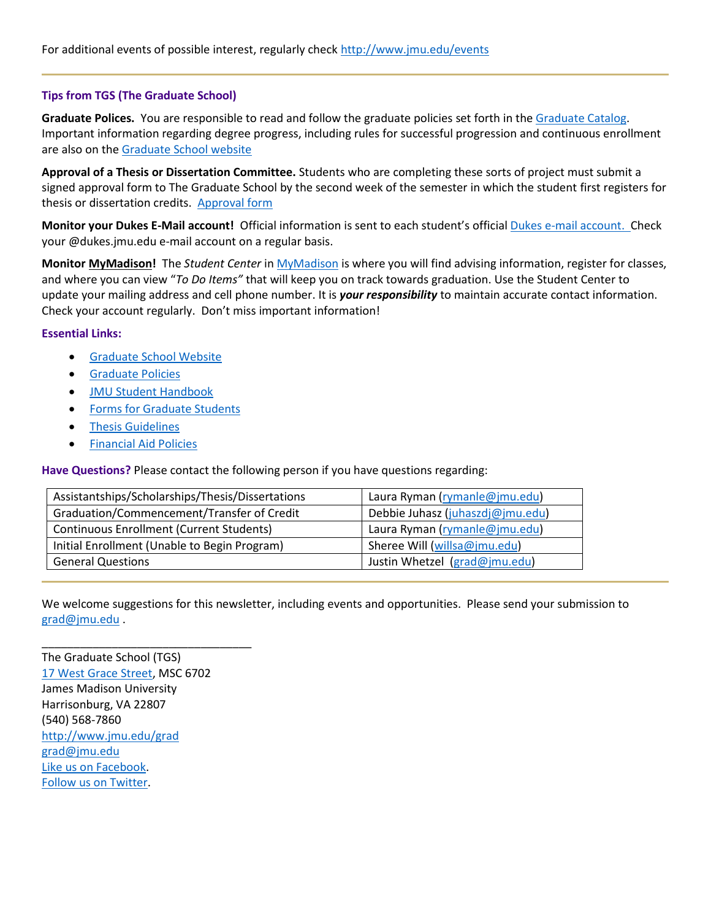For additional events of possible interest, regularly check http://www.jmu.edu/events

---

### Tips from TGS (The Graduate School)

**Graduate Polices.** You are responsible to read and follow the graduate policies set forth in the Graduate Catalog. Important information regarding degree progress, including rules for successful progression and continuous enrollment are also on the Graduate School website

**Approval of a Thesis or Dissertation Committee.** Students who are completing these sorts of project must submit a signed approval form to The Graduate School by the second week of the semester in which the student first registers for thesis or dissertation credits. Approval form

**Monitor your Dukes E-Mail account!** Official information is sent to each student's official Dukes e-mail account. Check your @dukes.jmu.edu e-mail account on a regular basis.

**Monitor MyMadison!** The *Student Center* in MyMadison is where you will find advising information, register for classes, and where you can view "*To Do Items"* that will keep you on track towards graduation. Use the Student Center to update your mailing address and cell phone number. It is ***your responsibility*** to maintain accurate contact information. Check your account regularly. Don't miss important information!

**Essential Links:**

- Graduate School Website
- Graduate Policies
- JMU Student Handbook
- Forms for Graduate Students
- Thesis Guidelines
- Financial Aid Policies

**Have Questions?** Please contact the following person if you have questions regarding:

| | |
|---|---|
| Assistantships/Scholarships/Thesis/Dissertations | Laura Ryman (rymanle@jmu.edu) |
| Graduation/Commencement/Transfer of Credit | Debbie Juhasz (juhaszdj@jmu.edu) |
| Continuous Enrollment (Current Students) | Laura Ryman (rymanle@jmu.edu) |
| Initial Enrollment (Unable to Begin Program) | Sheree Will (willsa@jmu.edu) |
| General Questions | Justin Whetzel (grad@jmu.edu) |

---

We welcome suggestions for this newsletter, including events and opportunities. Please send your submission to grad@jmu.edu .

___________________________________

The Graduate School (TGS)
17 West Grace Street, MSC 6702
James Madison University
Harrisonburg, VA 22807
(540) 568-7860
http://www.jmu.edu/grad
grad@jmu.edu
Like us on Facebook.
Follow us on Twitter.